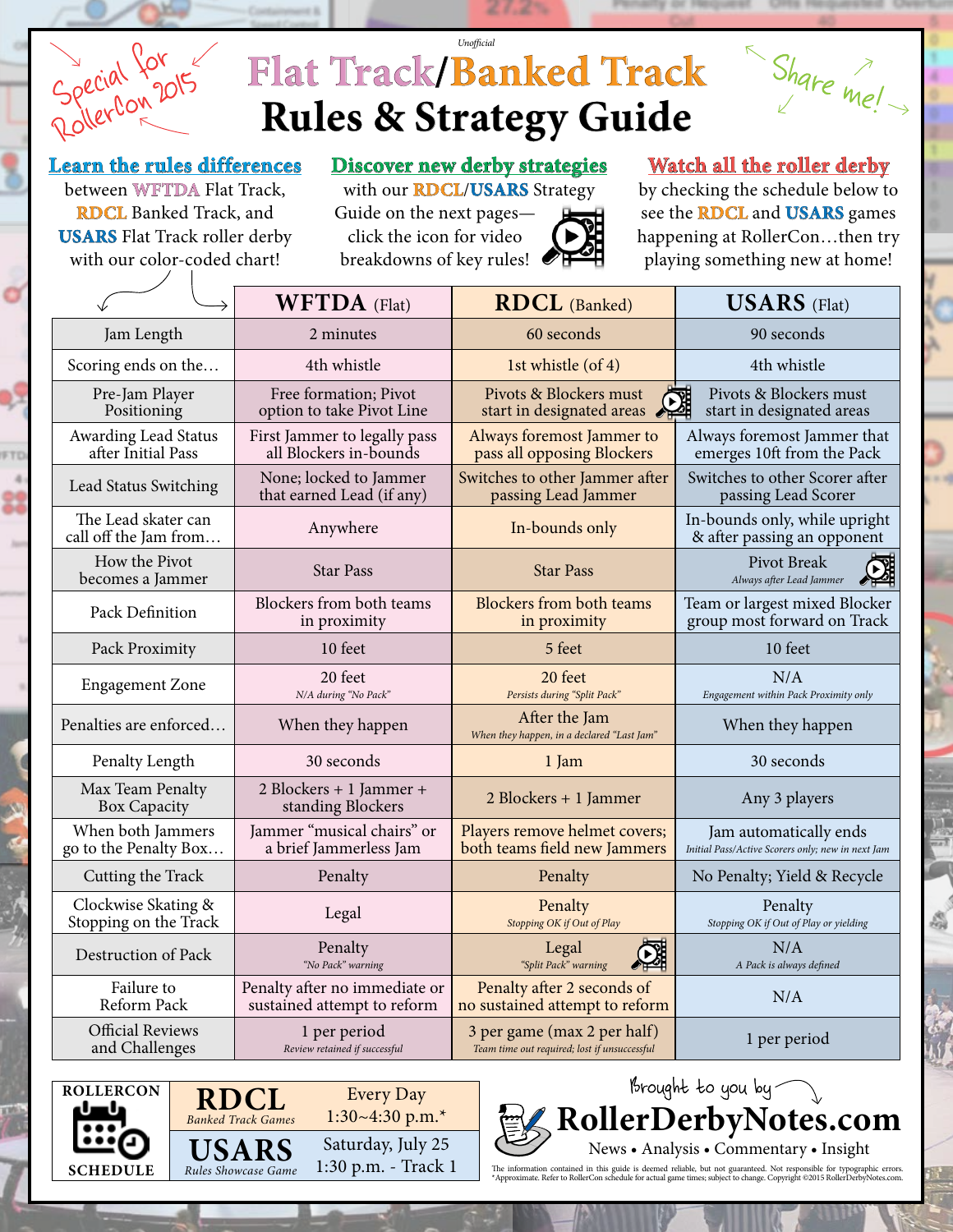Special for RollerCon 2015

*Unofficial*

# Flat Track/Banked Track Rules & Strategy Guide

Share me!

**Learn the rules differences** between WFTDA Flat Track, RDCL Banked Track, and USARS Flat Track roller derby with our color-coded chart!

**Discover new derby strategies** with our RDCL/USARS Strategy Guide on the next pages—click the icon for video breakdowns of key rules!

**Watch all the roller derby** by checking the schedule below to see the RDCL and USARS games happening at RollerCon…then try playing something new at home!

| | **WFTDA** (Flat) | **RDCL** (Banked) | **USARS** (Flat) |
|---|---|---|---|
| Jam Length | 2 minutes | 60 seconds | 90 seconds |
| Scoring ends on the… | 4th whistle | 1st whistle (of 4) | 4th whistle |
| Pre-Jam Player Positioning | Free formation; Pivot option to take Pivot Line | Pivots & Blockers must start in designated areas | Pivots & Blockers must start in designated areas |
| Awarding Lead Status after Initial Pass | First Jammer to legally pass all Blockers in-bounds | Always foremost Jammer to pass all opposing Blockers | Always foremost Jammer that emerges 10ft from the Pack |
| Lead Status Switching | None; locked to Jammer that earned Lead (if any) | Switches to other Jammer after passing Lead Jammer | Switches to other Scorer after passing Lead Scorer |
| The Lead skater can call off the Jam from… | Anywhere | In-bounds only | In-bounds only, while upright & after passing an opponent |
| How the Pivot becomes a Jammer | Star Pass | Star Pass | Pivot Break *Always after Lead Jammer* |
| Pack Definition | Blockers from both teams in proximity | Blockers from both teams in proximity | Team or largest mixed Blocker group most forward on Track |
| Pack Proximity | 10 feet | 5 feet | 10 feet |
| Engagement Zone | 20 feet *N/A during "No Pack"* | 20 feet *Persists during "Split Pack"* | N/A *Engagement within Pack Proximity only* |
| Penalties are enforced… | When they happen | After the Jam *When they happen, in a declared "Last Jam"* | When they happen |
| Penalty Length | 30 seconds | 1 Jam | 30 seconds |
| Max Team Penalty Box Capacity | 2 Blockers + 1 Jammer + standing Blockers | 2 Blockers + 1 Jammer | Any 3 players |
| When both Jammers go to the Penalty Box… | Jammer "musical chairs" or a brief Jammerless Jam | Players remove helmet covers; both teams field new Jammers | Jam automatically ends *Initial Pass/Active Scorers only; new in next Jam* |
| Cutting the Track | Penalty | Penalty | No Penalty; Yield & Recycle |
| Clockwise Skating & Stopping on the Track | Legal | Penalty *Stopping OK if Out of Play* | Penalty *Stopping OK if Out of Play or yielding* |
| Destruction of Pack | Penalty *"No Pack" warning* | Legal *"Split Pack" warning* | N/A *A Pack is always defined* |
| Failure to Reform Pack | Penalty after no immediate or sustained attempt to reform | Penalty after 2 seconds of no sustained attempt to reform | N/A |
| Official Reviews and Challenges | 1 per period *Review retained if successful* | 3 per game (max 2 per half) *Team time out required; lost if unsuccessful* | 1 per period |

| ROLLERCON SCHEDULE | | |
|---|---|---|
| | **RDCL** *Banked Track Games* | Every Day 1:30~4:30 p.m.* |
| | **USARS** *Rules Showcase Game* | Saturday, July 25 1:30 p.m. - Track 1 |

Brought to you by

**RollerDerbyNotes.com**

News • Analysis • Commentary • Insight

The information contained in this guide is deemed reliable, but not guaranteed. Not responsible for typographic errors. *Approximate. Refer to RollerCon schedule for actual game times; subject to change. Copyright ©2015 RollerDerbyNotes.com.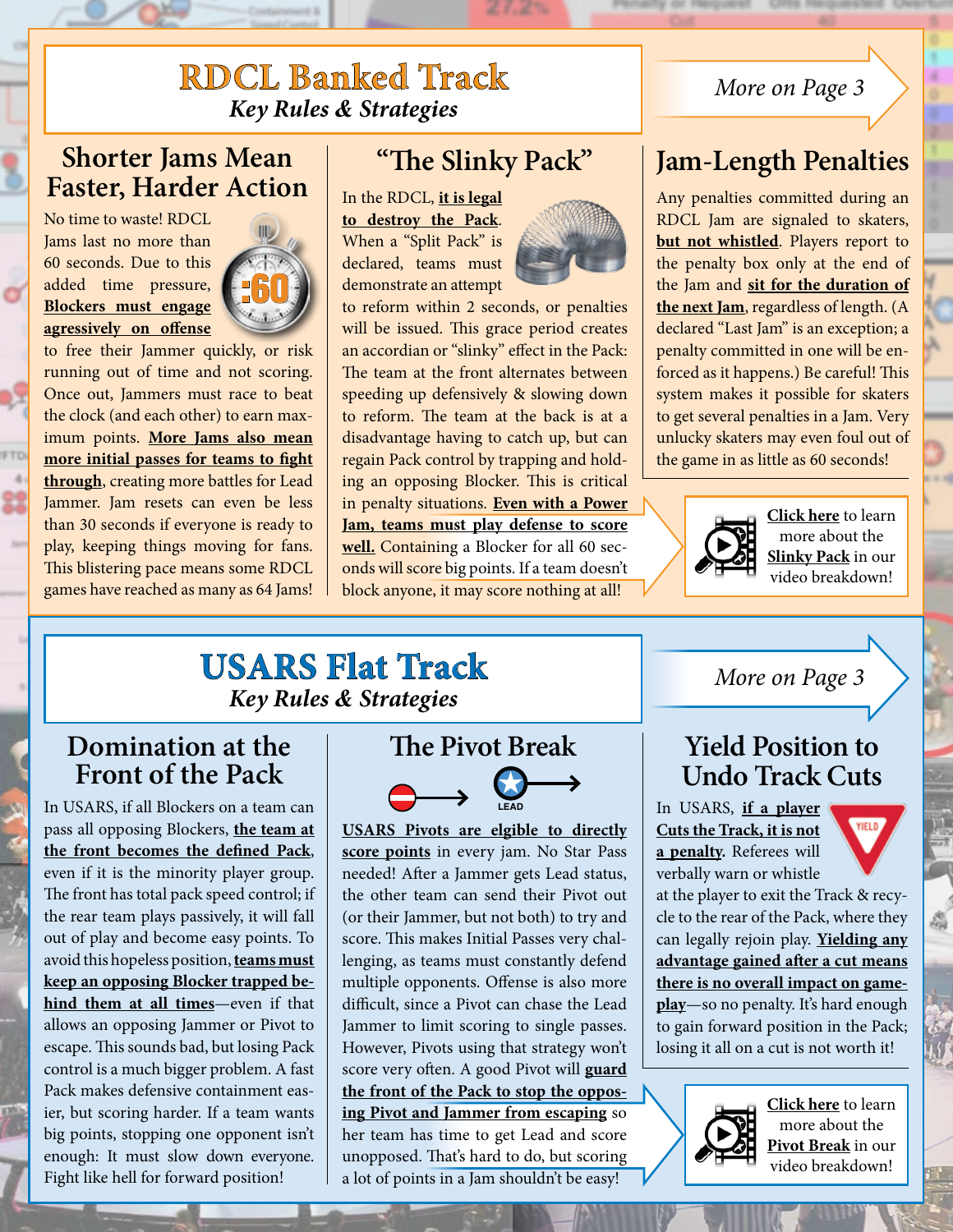# RDCL Banked Track

*Key Rules & Strategies*

*More on Page 3*

## Shorter Jams Mean Faster, Harder Action

No time to waste! RDCL Jams last no more than 60 seconds. Due to this added time pressure, **Blockers must engage agressively on offense** to free their Jammer quickly, or risk running out of time and not scoring. Once out, Jammers must race to beat the clock (and each other) to earn maximum points. **More Jams also mean more initial passes for teams to fight through**, creating more battles for Lead Jammer. Jam resets can even be less than 30 seconds if everyone is ready to play, keeping things moving for fans. This blistering pace means some RDCL games have reached as many as 64 Jams!

## "The Slinky Pack"

In the RDCL, **it is legal to destroy the Pack**. When a "Split Pack" is declared, teams must demonstrate an attempt to reform within 2 seconds, or penalties will be issued. This grace period creates an accordian or "slinky" effect in the Pack: The team at the front alternates between speeding up defensively & slowing down to reform. The team at the back is at a disadvantage having to catch up, but can regain Pack control by trapping and holding an opposing Blocker. This is critical in penalty situations. **Even with a Power Jam, teams must play defense to score well.** Containing a Blocker for all 60 seconds will score big points. If a team doesn't block anyone, it may score nothing at all!

## Jam-Length Penalties

Any penalties committed during an RDCL Jam are signaled to skaters, **but not whistled**. Players report to the penalty box only at the end of the Jam and **sit for the duration of the next Jam**, regardless of length. (A declared "Last Jam" is an exception; a penalty committed in one will be enforced as it happens.) Be careful! This system makes it possible for skaters to get several penalties in a Jam. Very unlucky skaters may even foul out of the game in as little as 60 seconds!

**Click here** to learn more about the **Slinky Pack** in our video breakdown!

# USARS Flat Track

*Key Rules & Strategies*

*More on Page 3*

## Domination at the Front of the Pack

In USARS, if all Blockers on a team can pass all opposing Blockers, **the team at the front becomes the defined Pack**, even if it is the minority player group. The front has total pack speed control; if the rear team plays passively, it will fall out of play and become easy points. To avoid this hopeless position, **teams must keep an opposing Blocker trapped behind them at all times**—even if that allows an opposing Jammer or Pivot to escape. This sounds bad, but losing Pack control is a much bigger problem. A fast Pack makes defensive containment easier, but scoring harder. If a team wants big points, stopping one opponent isn't enough: It must slow down everyone. Fight like hell for forward position!

## The Pivot Break

**USARS Pivots are elgible to directly score points** in every jam. No Star Pass needed! After a Jammer gets Lead status, the other team can send their Pivot out (or their Jammer, but not both) to try and score. This makes Initial Passes very challenging, as teams must constantly defend multiple opponents. Offense is also more difficult, since a Pivot can chase the Lead Jammer to limit scoring to single passes. However, Pivots using that strategy won't score very often. A good Pivot will **guard the front of the Pack to stop the opposing Pivot and Jammer from escaping** so her team has time to get Lead and score unopposed. That's hard to do, but scoring a lot of points in a Jam shouldn't be easy!

## Yield Position to Undo Track Cuts

In USARS, **if a player Cuts the Track, it is not a penalty.** Referees will verbally warn or whistle at the player to exit the Track & recycle to the rear of the Pack, where they can legally rejoin play. **Yielding any advantage gained after a cut means there is no overall impact on gameplay**—so no penalty. It's hard enough to gain forward position in the Pack; losing it all on a cut is not worth it!

**Click here** to learn more about the **Pivot Break** in our video breakdown!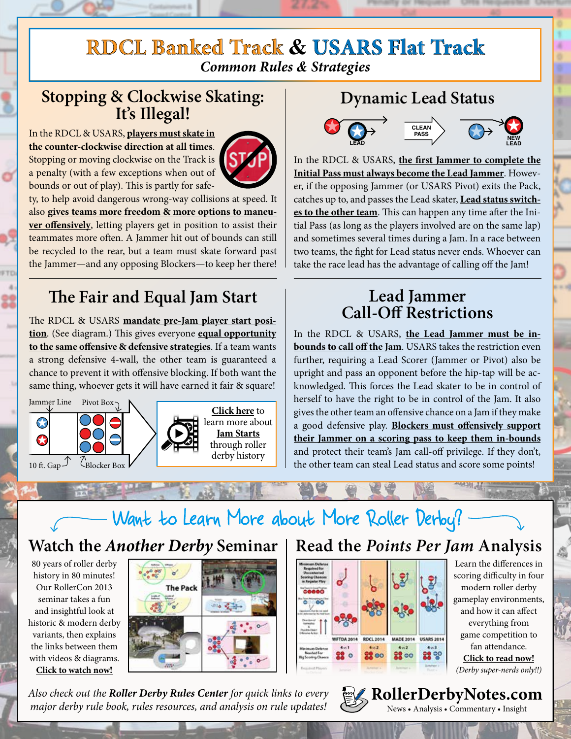# RDCL Banked Track & USARS Flat Track

*Common Rules & Strategies*

## Stopping & Clockwise Skating: It's Illegal!

In the RDCL & USARS, **players must skate in the counter-clockwise direction at all times**. Stopping or moving clockwise on the Track is a penalty (with a few exceptions when out of bounds or out of play). This is partly for safety, to help avoid dangerous wrong-way collisions at speed. It also **gives teams more freedom & more options to maneuver offensively**, letting players get in position to assist their teammates more often. A Jammer hit out of bounds can still be recycled to the rear, but a team must skate forward past the Jammer—and any opposing Blockers—to keep her there!

## The Fair and Equal Jam Start

The RDCL & USARS **mandate pre-Jam player start position**. (See diagram.) This gives everyone **equal opportunity to the same offensive & defensive strategies**. If a team wants a strong defensive 4-wall, the other team is guaranteed a chance to prevent it with offensive blocking. If both want the same thing, whoever gets it will have earned it fair & square!

Jammer Line
Pivot Box
10 ft. Gap
Blocker Box

**Click here** to learn more about **Jam Starts** through roller derby history

## Dynamic Lead Status

LEAD
CLEAN PASS
NEW LEAD

In the RDCL & USARS, **the first Jammer to complete the Initial Pass must always become the Lead Jammer**. However, if the opposing Jammer (or USARS Pivot) exits the Pack, catches up to, and passes the Lead skater, **Lead status switches to the other team**. This can happen any time after the Initial Pass (as long as the players involved are on the same lap) and sometimes several times during a Jam. In a race between two teams, the fight for Lead status never ends. Whoever can take the race lead has the advantage of calling off the Jam!

## Lead Jammer Call-Off Restrictions

In the RDCL & USARS, **the Lead Jammer must be in-bounds to call off the Jam**. USARS takes the restriction even further, requiring a Lead Scorer (Jammer or Pivot) also be upright and pass an opponent before the hip-tap will be acknowledged. This forces the Lead skater to be in control of herself to have the right to be in control of the Jam. It also gives the other team an offensive chance on a Jam if they make a good defensive play. **Blockers must offensively support their Jammer on a scoring pass to keep them in-bounds** and protect their team's Jam call-off privilege. If they don't, the other team can steal Lead status and score some points!

# Want to Learn More about More Roller Derby?

## Watch the *Another Derby* Seminar

80 years of roller derby history in 80 minutes! Our RollerCon 2013 seminar takes a fun and insightful look at historic & modern derby variants, then explains the links between them with videos & diagrams. **Click to watch now!**

## Read the *Points Per Jam* Analysis

Learn the differences in scoring difficulty in four modern roller derby gameplay environments, and how it can affect everything from game competition to fan attendance. **Click to read now!** *(Derby super-nerds only!!)*

*Also check out the **Roller Derby Rules Center** for quick links to every major derby rule book, rules resources, and analysis on rule updates!*

**RollerDerbyNotes.com**
News • Analysis • Commentary • Insight